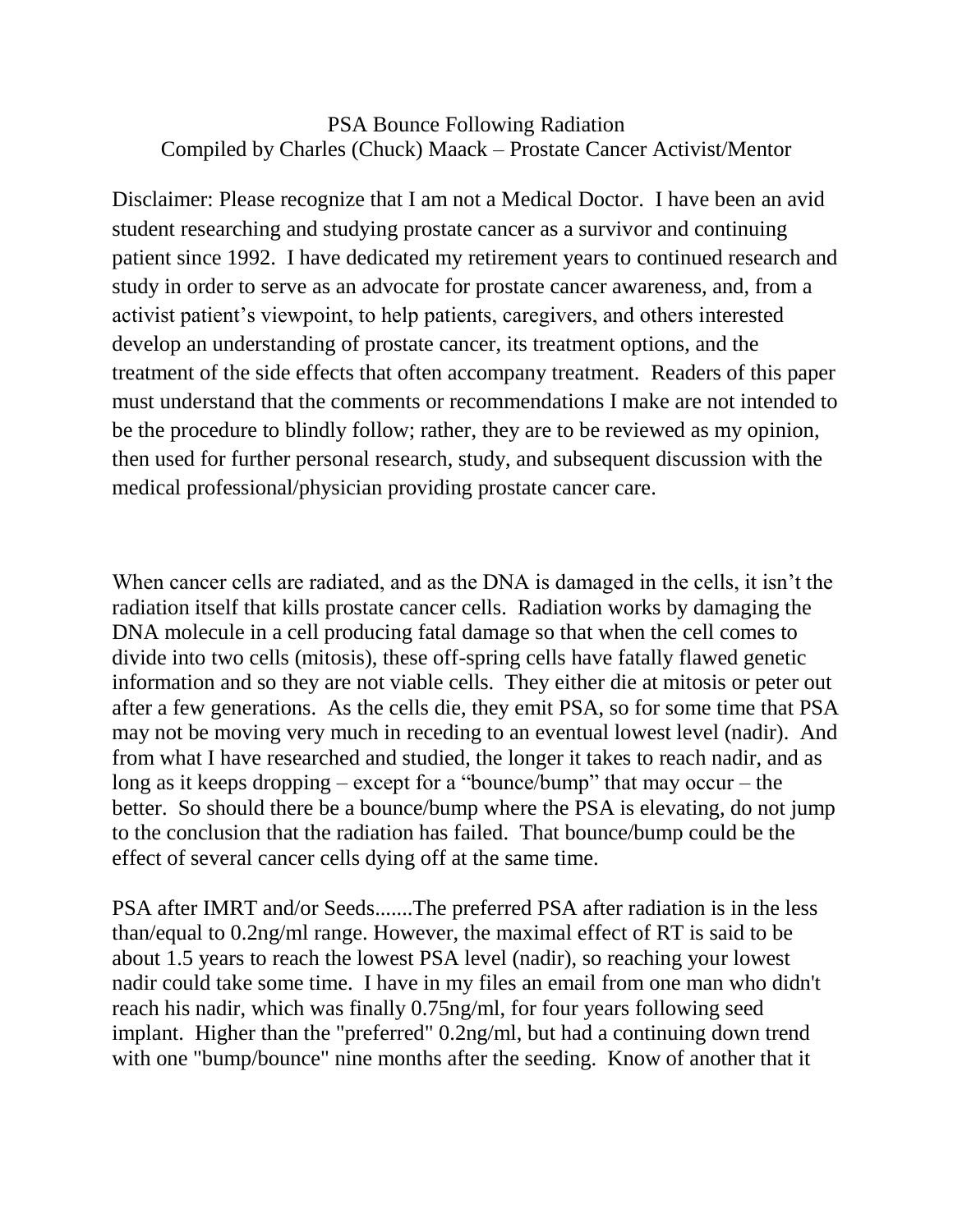# PSA Bounce Following Radiation

Compiled by Charles (Chuck) Maack – Prostate Cancer Activist/Mentor

Disclaimer: Please recognize that I am not a Medical Doctor. I have been an avid student researching and studying prostate cancer as a survivor and continuing patient since 1992. I have dedicated my retirement years to continued research and study in order to serve as an advocate for prostate cancer awareness, and, from a activist patient's viewpoint, to help patients, caregivers, and others interested develop an understanding of prostate cancer, its treatment options, and the treatment of the side effects that often accompany treatment. Readers of this paper must understand that the comments or recommendations I make are not intended to be the procedure to blindly follow; rather, they are to be reviewed as my opinion, then used for further personal research, study, and subsequent discussion with the medical professional/physician providing prostate cancer care.

When cancer cells are radiated, and as the DNA is damaged in the cells, it isn't the radiation itself that kills prostate cancer cells. Radiation works by damaging the DNA molecule in a cell producing fatal damage so that when the cell comes to divide into two cells (mitosis), these off-spring cells have fatally flawed genetic information and so they are not viable cells. They either die at mitosis or peter out after a few generations. As the cells die, they emit PSA, so for some time that PSA may not be moving very much in receding to an eventual lowest level (nadir). And from what I have researched and studied, the longer it takes to reach nadir, and as long as it keeps dropping – except for a "bounce/bump" that may occur – the better. So should there be a bounce/bump where the PSA is elevating, do not jump to the conclusion that the radiation has failed. That bounce/bump could be the effect of several cancer cells dying off at the same time.

PSA after IMRT and/or Seeds.......The preferred PSA after radiation is in the less than/equal to 0.2ng/ml range. However, the maximal effect of RT is said to be about 1.5 years to reach the lowest PSA level (nadir), so reaching your lowest nadir could take some time. I have in my files an email from one man who didn't reach his nadir, which was finally 0.75ng/ml, for four years following seed implant. Higher than the "preferred" 0.2ng/ml, but had a continuing down trend with one "bump/bounce" nine months after the seeding. Know of another that it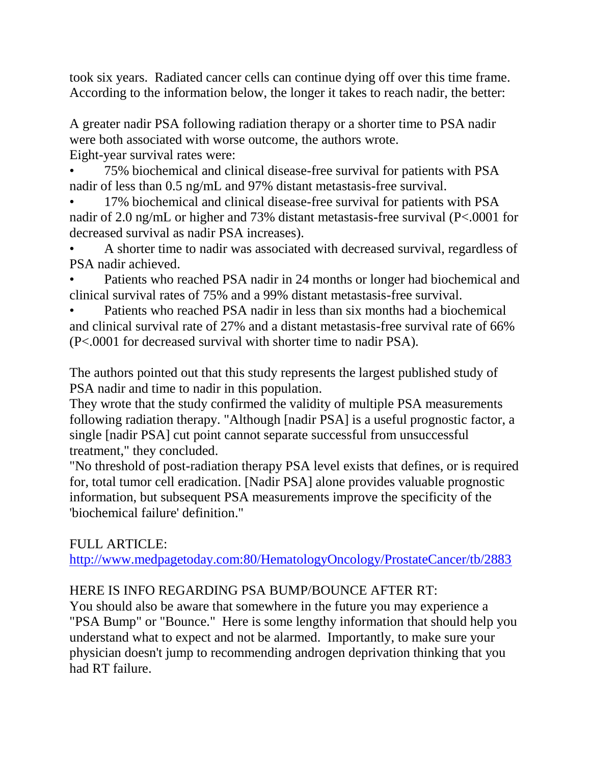took six years. Radiated cancer cells can continue dying off over this time frame. According to the information below, the longer it takes to reach nadir, the better:

A greater nadir PSA following radiation therapy or a shorter time to PSA nadir were both associated with worse outcome, the authors wrote.
Eight-year survival rates were:

- 75% biochemical and clinical disease-free survival for patients with PSA nadir of less than 0.5 ng/mL and 97% distant metastasis-free survival.
- 17% biochemical and clinical disease-free survival for patients with PSA nadir of 2.0 ng/mL or higher and 73% distant metastasis-free survival (P<.0001 for decreased survival as nadir PSA increases).
- A shorter time to nadir was associated with decreased survival, regardless of PSA nadir achieved.
- Patients who reached PSA nadir in 24 months or longer had biochemical and clinical survival rates of 75% and a 99% distant metastasis-free survival.
- Patients who reached PSA nadir in less than six months had a biochemical and clinical survival rate of 27% and a distant metastasis-free survival rate of 66% (P<.0001 for decreased survival with shorter time to nadir PSA).

The authors pointed out that this study represents the largest published study of PSA nadir and time to nadir in this population.
They wrote that the study confirmed the validity of multiple PSA measurements following radiation therapy. "Although [nadir PSA] is a useful prognostic factor, a single [nadir PSA] cut point cannot separate successful from unsuccessful treatment," they concluded.
"No threshold of post-radiation therapy PSA level exists that defines, or is required for, total tumor cell eradication. [Nadir PSA] alone provides valuable prognostic information, but subsequent PSA measurements improve the specificity of the 'biochemical failure' definition."

FULL ARTICLE:
http://www.medpagetoday.com:80/HematologyOncology/ProstateCancer/tb/2883

HERE IS INFO REGARDING PSA BUMP/BOUNCE AFTER RT:
You should also be aware that somewhere in the future you may experience a "PSA Bump" or "Bounce." Here is some lengthy information that should help you understand what to expect and not be alarmed. Importantly, to make sure your physician doesn't jump to recommending androgen deprivation thinking that you had RT failure.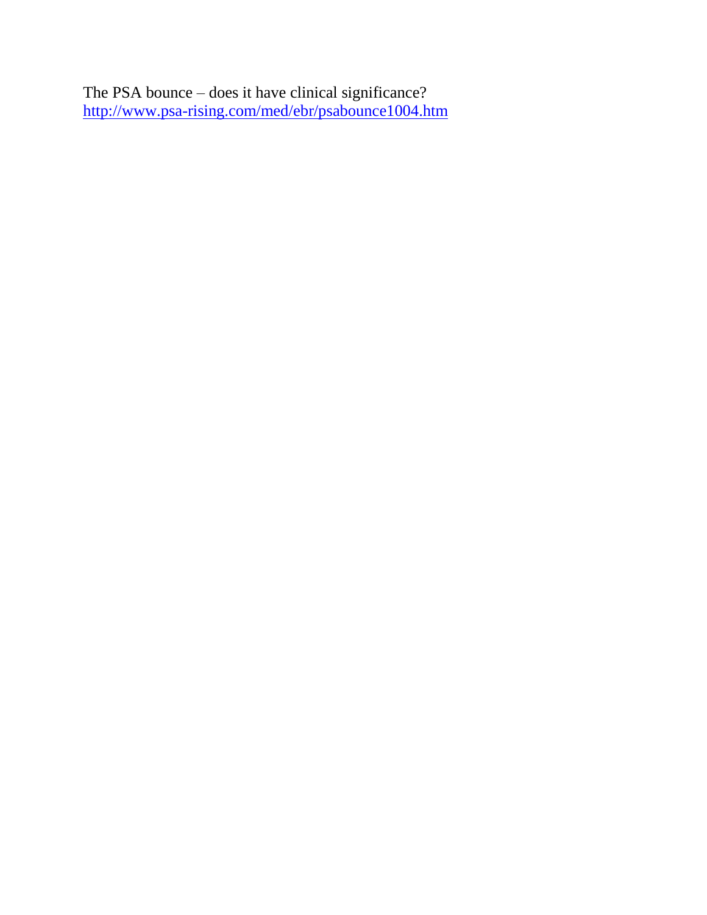The PSA bounce – does it have clinical significance?
http://www.psa-rising.com/med/ebr/psabounce1004.htm